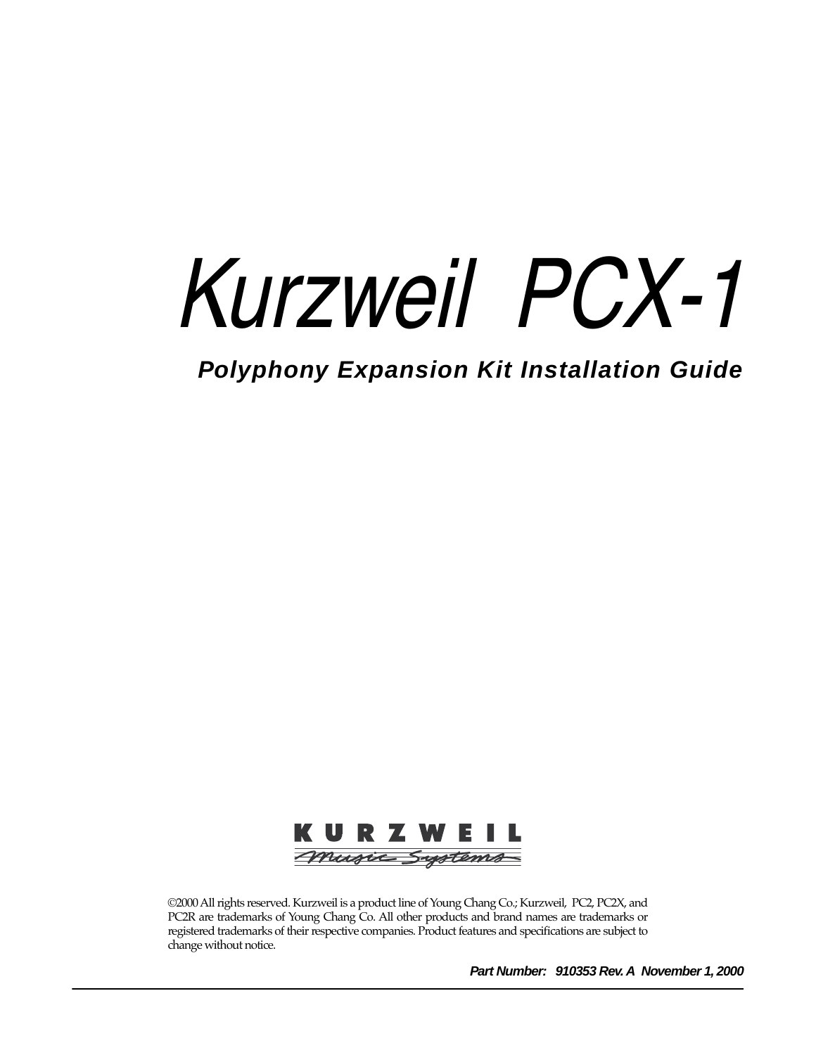# Kurzweil PCX-1

## *Polyphony Expansion Kit Installation Guide*

KURZWEIL
Music Systems

©2000 All rights reserved. Kurzweil is a product line of Young Chang Co.; Kurzweil, PC2, PC2X, and PC2R are trademarks of Young Chang Co. All other products and brand names are trademarks or registered trademarks of their respective companies. Product features and specifications are subject to change without notice.

***Part Number: 910353 Rev. A November 1, 2000***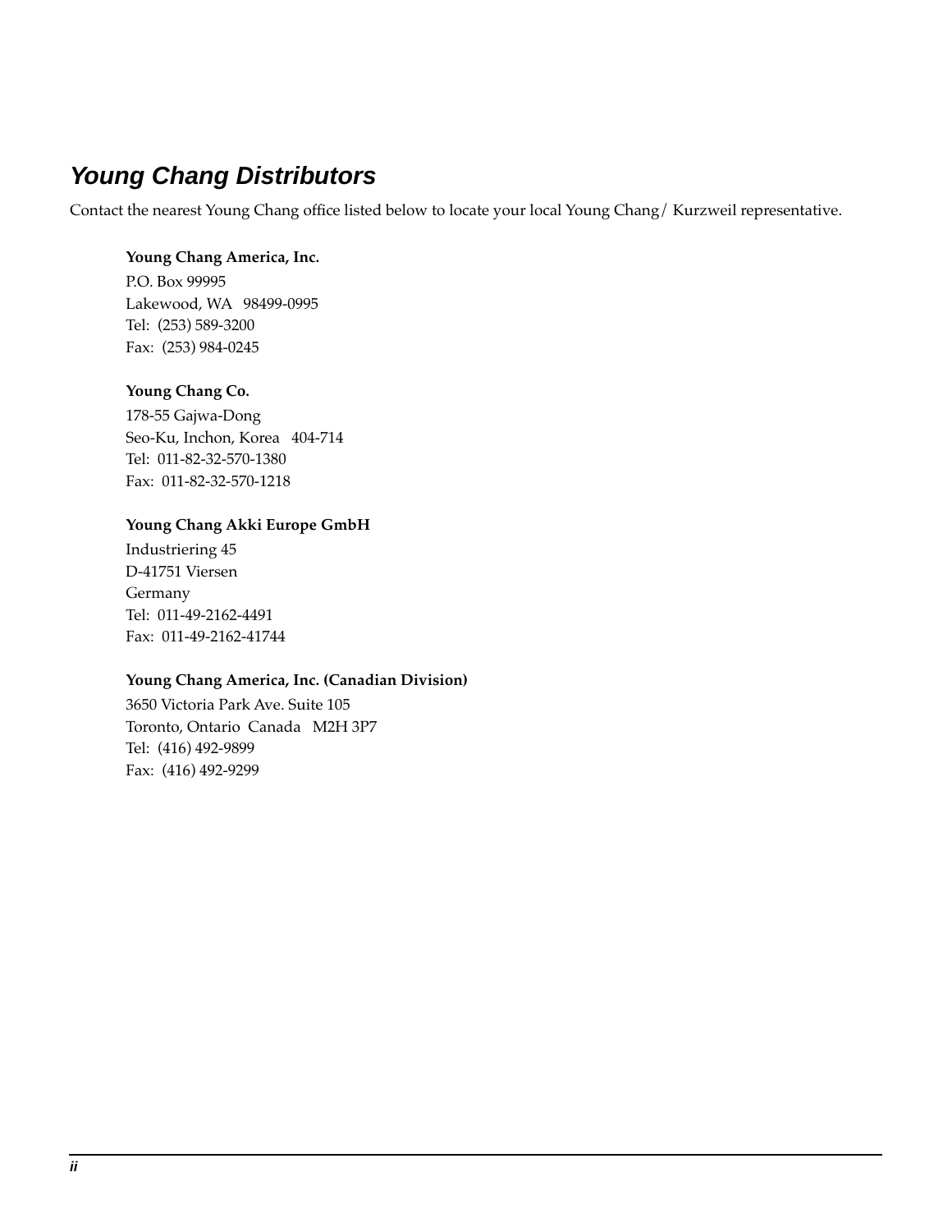## *Young Chang Distributors*

Contact the nearest Young Chang office listed below to locate your local Young Chang/ Kurzweil representative.

**Young Chang America, Inc.**
P.O. Box 99995
Lakewood, WA 98499-0995
Tel: (253) 589-3200
Fax: (253) 984-0245

**Young Chang Co.**
178-55 Gajwa-Dong
Seo-Ku, Inchon, Korea 404-714
Tel: 011-82-32-570-1380
Fax: 011-82-32-570-1218

**Young Chang Akki Europe GmbH**
Industriering 45
D-41751 Viersen
Germany
Tel: 011-49-2162-4491
Fax: 011-49-2162-41744

**Young Chang America, Inc. (Canadian Division)**
3650 Victoria Park Ave. Suite 105
Toronto, Ontario Canada M2H 3P7
Tel: (416) 492-9899
Fax: (416) 492-9299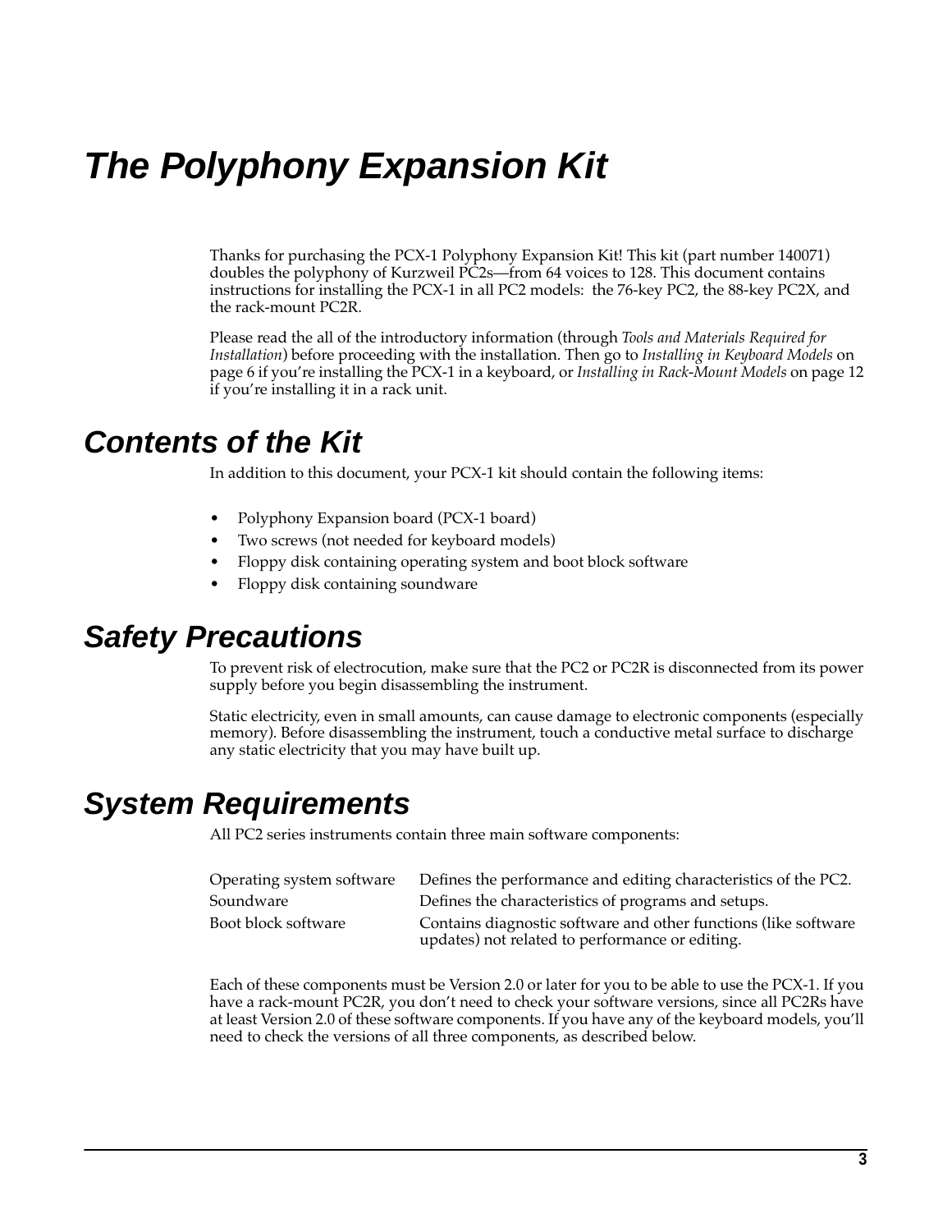# *The Polyphony Expansion Kit*

Thanks for purchasing the PCX-1 Polyphony Expansion Kit! This kit (part number 140071) doubles the polyphony of Kurzweil PC2s—from 64 voices to 128. This document contains instructions for installing the PCX-1 in all PC2 models: the 76-key PC2, the 88-key PC2X, and the rack-mount PC2R.

Please read the all of the introductory information (through *Tools and Materials Required for Installation*) before proceeding with the installation. Then go to *Installing in Keyboard Models* on page 6 if you're installing the PCX-1 in a keyboard, or *Installing in Rack-Mount Models* on page 12 if you're installing it in a rack unit.

## *Contents of the Kit*

In addition to this document, your PCX-1 kit should contain the following items:

- Polyphony Expansion board (PCX-1 board)
- Two screws (not needed for keyboard models)
- Floppy disk containing operating system and boot block software
- Floppy disk containing soundware

## *Safety Precautions*

To prevent risk of electrocution, make sure that the PC2 or PC2R is disconnected from its power supply before you begin disassembling the instrument.

Static electricity, even in small amounts, can cause damage to electronic components (especially memory). Before disassembling the instrument, touch a conductive metal surface to discharge any static electricity that you may have built up.

## *System Requirements*

All PC2 series instruments contain three main software components:

| | |
|---|---|
| Operating system software | Defines the performance and editing characteristics of the PC2. |
| Soundware | Defines the characteristics of programs and setups. |
| Boot block software | Contains diagnostic software and other functions (like software updates) not related to performance or editing. |

Each of these components must be Version 2.0 or later for you to be able to use the PCX-1. If you have a rack-mount PC2R, you don't need to check your software versions, since all PC2Rs have at least Version 2.0 of these software components. If you have any of the keyboard models, you'll need to check the versions of all three components, as described below.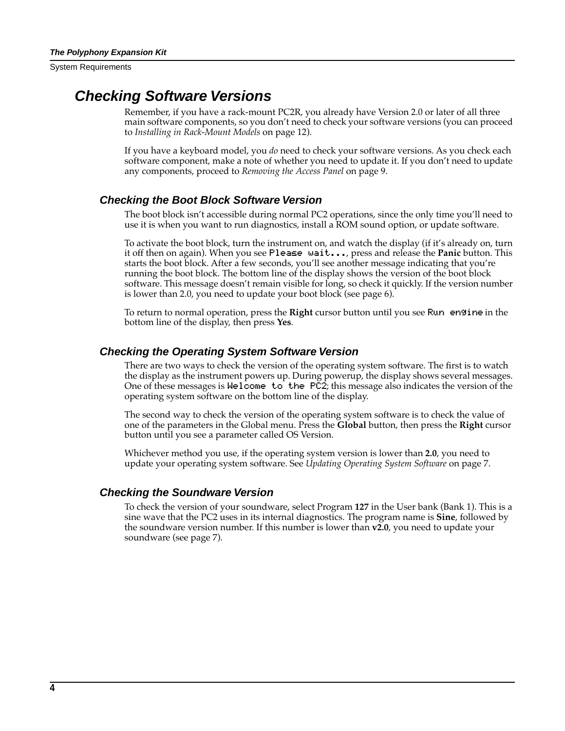## Checking Software Versions

Remember, if you have a rack-mount PC2R, you already have Version 2.0 or later of all three main software components, so you don't need to check your software versions (you can proceed to *Installing in Rack-Mount Models* on page 12).

If you have a keyboard model, you *do* need to check your software versions. As you check each software component, make a note of whether you need to update it. If you don't need to update any components, proceed to *Removing the Access Panel* on page 9.

### Checking the Boot Block Software Version

The boot block isn't accessible during normal PC2 operations, since the only time you'll need to use it is when you want to run diagnostics, install a ROM sound option, or update software.

To activate the boot block, turn the instrument on, and watch the display (if it's already on, turn it off then on again). When you see `Please wait...`, press and release the **Panic** button. This starts the boot block. After a few seconds, you'll see another message indicating that you're running the boot block. The bottom line of the display shows the version of the boot block software. This message doesn't remain visible for long, so check it quickly. If the version number is lower than 2.0, you need to update your boot block (see page 6).

To return to normal operation, press the **Right** cursor button until you see `Run engine` in the bottom line of the display, then press **Yes**.

### Checking the Operating System Software Version

There are two ways to check the version of the operating system software. The first is to watch the display as the instrument powers up. During powerup, the display shows several messages. One of these messages is `Welcome to the PC2`; this message also indicates the version of the operating system software on the bottom line of the display.

The second way to check the version of the operating system software is to check the value of one of the parameters in the Global menu. Press the **Global** button, then press the **Right** cursor button until you see a parameter called OS Version.

Whichever method you use, if the operating system version is lower than **2.0**, you need to update your operating system software. See *Updating Operating System Software* on page 7.

### Checking the Soundware Version

To check the version of your soundware, select Program **127** in the User bank (Bank 1). This is a sine wave that the PC2 uses in its internal diagnostics. The program name is **Sine**, followed by the soundware version number. If this number is lower than **v2.0**, you need to update your soundware (see page 7).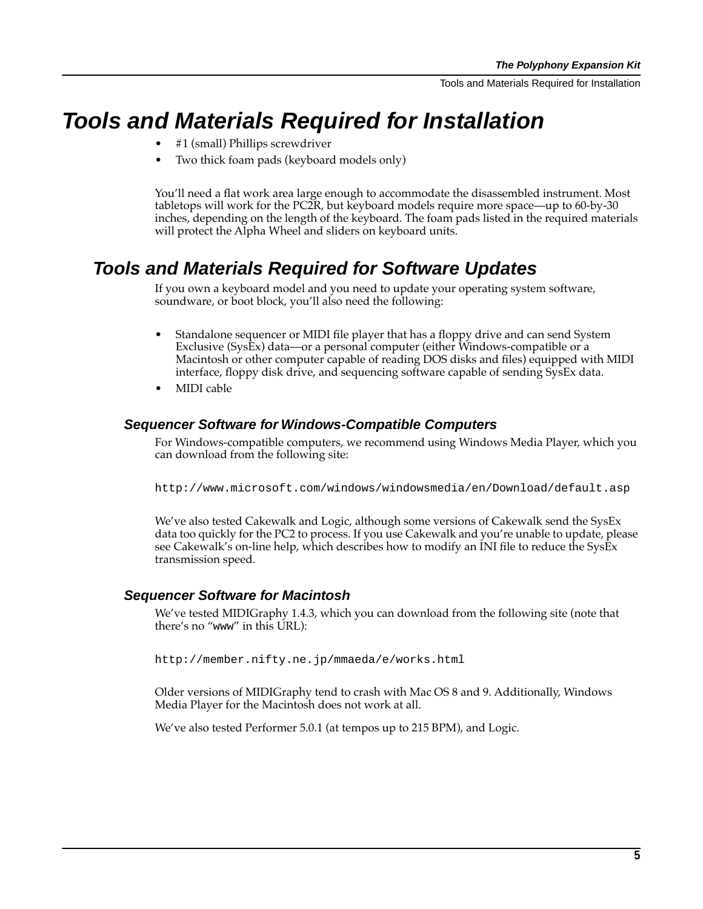# Tools and Materials Required for Installation

- #1 (small) Phillips screwdriver
- Two thick foam pads (keyboard models only)

You'll need a flat work area large enough to accommodate the disassembled instrument. Most tabletops will work for the PC2R, but keyboard models require more space—up to 60-by-30 inches, depending on the length of the keyboard. The foam pads listed in the required materials will protect the Alpha Wheel and sliders on keyboard units.

## Tools and Materials Required for Software Updates

If you own a keyboard model and you need to update your operating system software, soundware, or boot block, you'll also need the following:

- Standalone sequencer or MIDI file player that has a floppy drive and can send System Exclusive (SysEx) data—or a personal computer (either Windows-compatible or a Macintosh or other computer capable of reading DOS disks and files) equipped with MIDI interface, floppy disk drive, and sequencing software capable of sending SysEx data.
- MIDI cable

### Sequencer Software for Windows-Compatible Computers

For Windows-compatible computers, we recommend using Windows Media Player, which you can download from the following site:

```
http://www.microsoft.com/windows/windowsmedia/en/Download/default.asp
```

We've also tested Cakewalk and Logic, although some versions of Cakewalk send the SysEx data too quickly for the PC2 to process. If you use Cakewalk and you're unable to update, please see Cakewalk's on-line help, which describes how to modify an INI file to reduce the SysEx transmission speed.

### Sequencer Software for Macintosh

We've tested MIDIGraphy 1.4.3, which you can download from the following site (note that there's no "`www`" in this URL):

```
http://member.nifty.ne.jp/mmaeda/e/works.html
```

Older versions of MIDIGraphy tend to crash with Mac OS 8 and 9. Additionally, Windows Media Player for the Macintosh does not work at all.

We've also tested Performer 5.0.1 (at tempos up to 215 BPM), and Logic.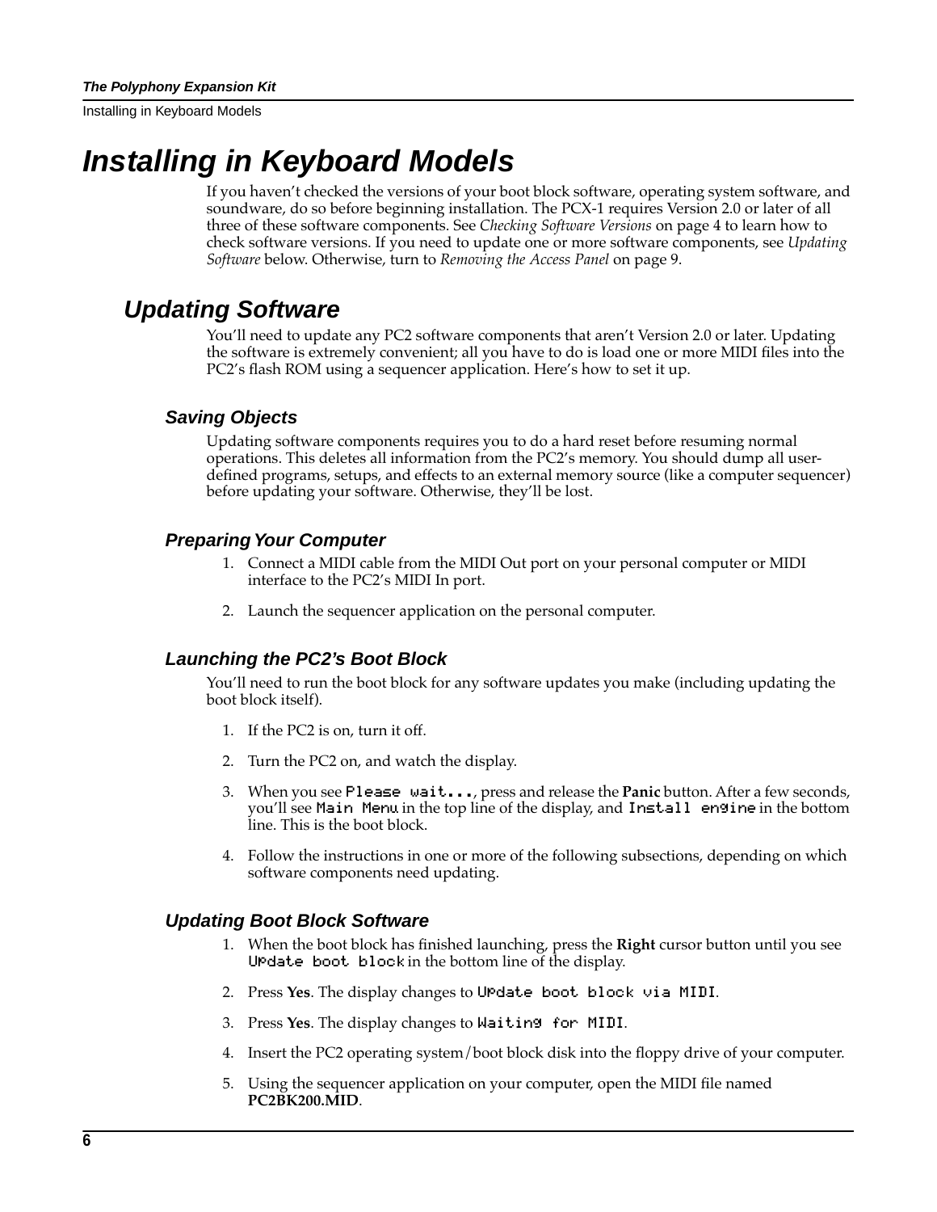# Installing in Keyboard Models

If you haven't checked the versions of your boot block software, operating system software, and soundware, do so before beginning installation. The PCX-1 requires Version 2.0 or later of all three of these software components. See *Checking Software Versions* on page 4 to learn how to check software versions. If you need to update one or more software components, see *Updating Software* below. Otherwise, turn to *Removing the Access Panel* on page 9.

## Updating Software

You'll need to update any PC2 software components that aren't Version 2.0 or later. Updating the software is extremely convenient; all you have to do is load one or more MIDI files into the PC2's flash ROM using a sequencer application. Here's how to set it up.

### Saving Objects

Updating software components requires you to do a hard reset before resuming normal operations. This deletes all information from the PC2's memory. You should dump all user-defined programs, setups, and effects to an external memory source (like a computer sequencer) before updating your software. Otherwise, they'll be lost.

### Preparing Your Computer

1. Connect a MIDI cable from the MIDI Out port on your personal computer or MIDI interface to the PC2's MIDI In port.
2. Launch the sequencer application on the personal computer.

### Launching the PC2's Boot Block

You'll need to run the boot block for any software updates you make (including updating the boot block itself).

1. If the PC2 is on, turn it off.
2. Turn the PC2 on, and watch the display.
3. When you see `Please wait...`, press and release the **Panic** button. After a few seconds, you'll see `Main Menu` in the top line of the display, and `Install engine` in the bottom line. This is the boot block.
4. Follow the instructions in one or more of the following subsections, depending on which software components need updating.

### Updating Boot Block Software

1. When the boot block has finished launching, press the **Right** cursor button until you see `Update boot block` in the bottom line of the display.
2. Press **Yes**. The display changes to `Update boot block via MIDI`.
3. Press **Yes**. The display changes to `Waiting for MIDI`.
4. Insert the PC2 operating system/boot block disk into the floppy drive of your computer.
5. Using the sequencer application on your computer, open the MIDI file named **PC2BK200.MID**.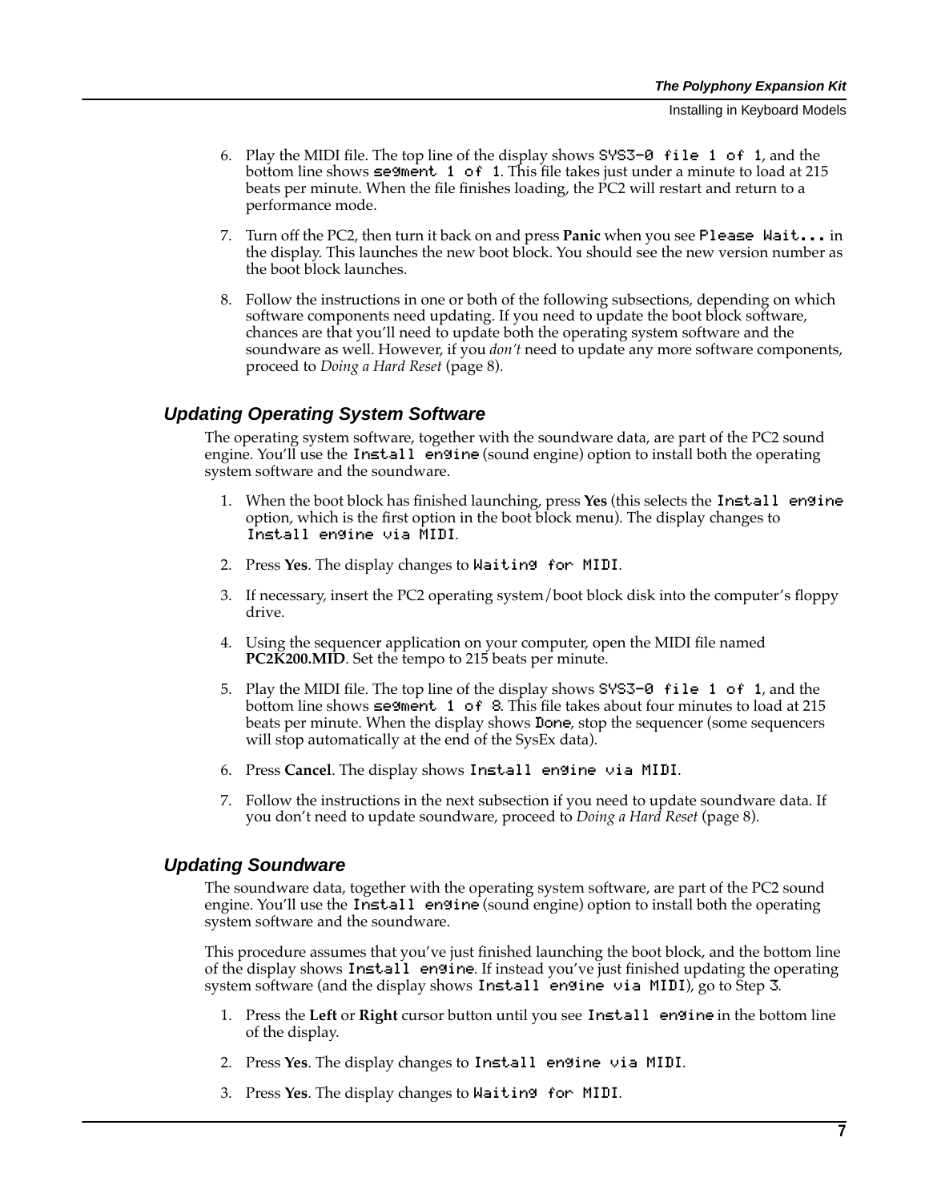6. Play the MIDI file. The top line of the display shows `SYS3-0 file 1 of 1`, and the bottom line shows `segment 1 of 1`. This file takes just under a minute to load at 215 beats per minute. When the file finishes loading, the PC2 will restart and return to a performance mode.

7. Turn off the PC2, then turn it back on and press **Panic** when you see `Please Wait...` in the display. This launches the new boot block. You should see the new version number as the boot block launches.

8. Follow the instructions in one or both of the following subsections, depending on which software components need updating. If you need to update the boot block software, chances are that you'll need to update both the operating system software and the soundware as well. However, if you *don't* need to update any more software components, proceed to *Doing a Hard Reset* (page 8).

### Updating Operating System Software

The operating system software, together with the soundware data, are part of the PC2 sound engine. You'll use the `Install engine` (sound engine) option to install both the operating system software and the soundware.

1. When the boot block has finished launching, press **Yes** (this selects the `Install engine` option, which is the first option in the boot block menu). The display changes to `Install engine via MIDI`.

2. Press **Yes**. The display changes to `Waiting for MIDI`.

3. If necessary, insert the PC2 operating system/boot block disk into the computer's floppy drive.

4. Using the sequencer application on your computer, open the MIDI file named **PC2K200.MID**. Set the tempo to 215 beats per minute.

5. Play the MIDI file. The top line of the display shows `SYS3-0 file 1 of 1`, and the bottom line shows `segment 1 of 8`. This file takes about four minutes to load at 215 beats per minute. When the display shows `Done`, stop the sequencer (some sequencers will stop automatically at the end of the SysEx data).

6. Press **Cancel**. The display shows `Install engine via MIDI`.

7. Follow the instructions in the next subsection if you need to update soundware data. If you don't need to update soundware, proceed to *Doing a Hard Reset* (page 8).

### Updating Soundware

The soundware data, together with the operating system software, are part of the PC2 sound engine. You'll use the `Install engine` (sound engine) option to install both the operating system software and the soundware.

This procedure assumes that you've just finished launching the boot block, and the bottom line of the display shows `Install engine`. If instead you've just finished updating the operating system software (and the display shows `Install engine via MIDI`), go to Step 3.

1. Press the **Left** or **Right** cursor button until you see `Install engine` in the bottom line of the display.

2. Press **Yes**. The display changes to `Install engine via MIDI`.

3. Press **Yes**. The display changes to `Waiting for MIDI`.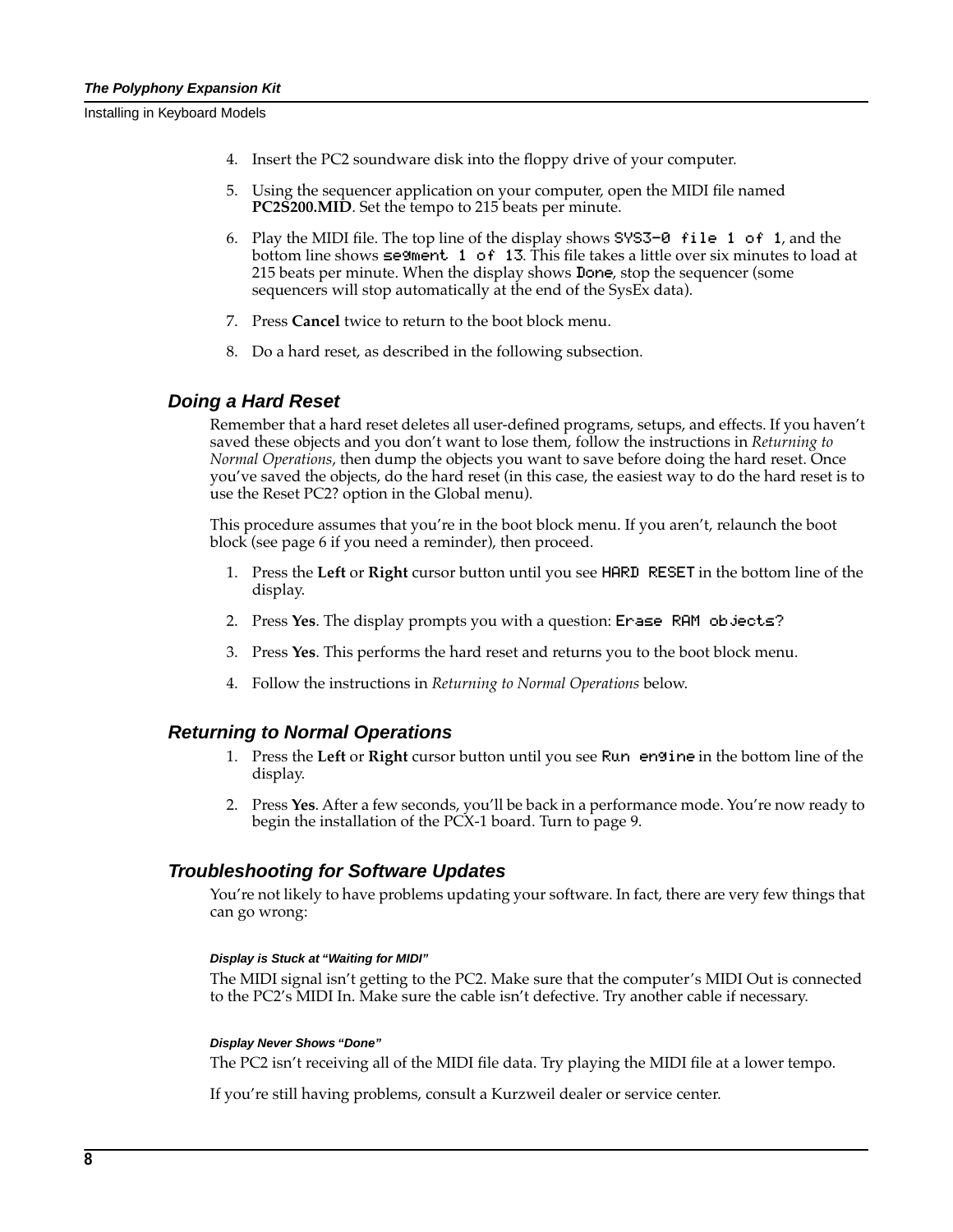4. Insert the PC2 soundware disk into the floppy drive of your computer.
5. Using the sequencer application on your computer, open the MIDI file named **PC2S200.MID**. Set the tempo to 215 beats per minute.
6. Play the MIDI file. The top line of the display shows `SYS3-0 file 1 of 1`, and the bottom line shows `segment 1 of 13`. This file takes a little over six minutes to load at 215 beats per minute. When the display shows `Done`, stop the sequencer (some sequencers will stop automatically at the end of the SysEx data).
7. Press **Cancel** twice to return to the boot block menu.
8. Do a hard reset, as described in the following subsection.

### Doing a Hard Reset

Remember that a hard reset deletes all user-defined programs, setups, and effects. If you haven't saved these objects and you don't want to lose them, follow the instructions in *Returning to Normal Operations*, then dump the objects you want to save before doing the hard reset. Once you've saved the objects, do the hard reset (in this case, the easiest way to do the hard reset is to use the Reset PC2? option in the Global menu).

This procedure assumes that you're in the boot block menu. If you aren't, relaunch the boot block (see page 6 if you need a reminder), then proceed.

1. Press the **Left** or **Right** cursor button until you see `HARD RESET` in the bottom line of the display.
2. Press **Yes**. The display prompts you with a question: `Erase RAM objects?`
3. Press **Yes**. This performs the hard reset and returns you to the boot block menu.
4. Follow the instructions in *Returning to Normal Operations* below.

### Returning to Normal Operations

1. Press the **Left** or **Right** cursor button until you see `Run engine` in the bottom line of the display.
2. Press **Yes**. After a few seconds, you'll be back in a performance mode. You're now ready to begin the installation of the PCX-1 board. Turn to page 9.

### Troubleshooting for Software Updates

You're not likely to have problems updating your software. In fact, there are very few things that can go wrong:

#### Display is Stuck at "Waiting for MIDI"

The MIDI signal isn't getting to the PC2. Make sure that the computer's MIDI Out is connected to the PC2's MIDI In. Make sure the cable isn't defective. Try another cable if necessary.

#### Display Never Shows "Done"

The PC2 isn't receiving all of the MIDI file data. Try playing the MIDI file at a lower tempo.

If you're still having problems, consult a Kurzweil dealer or service center.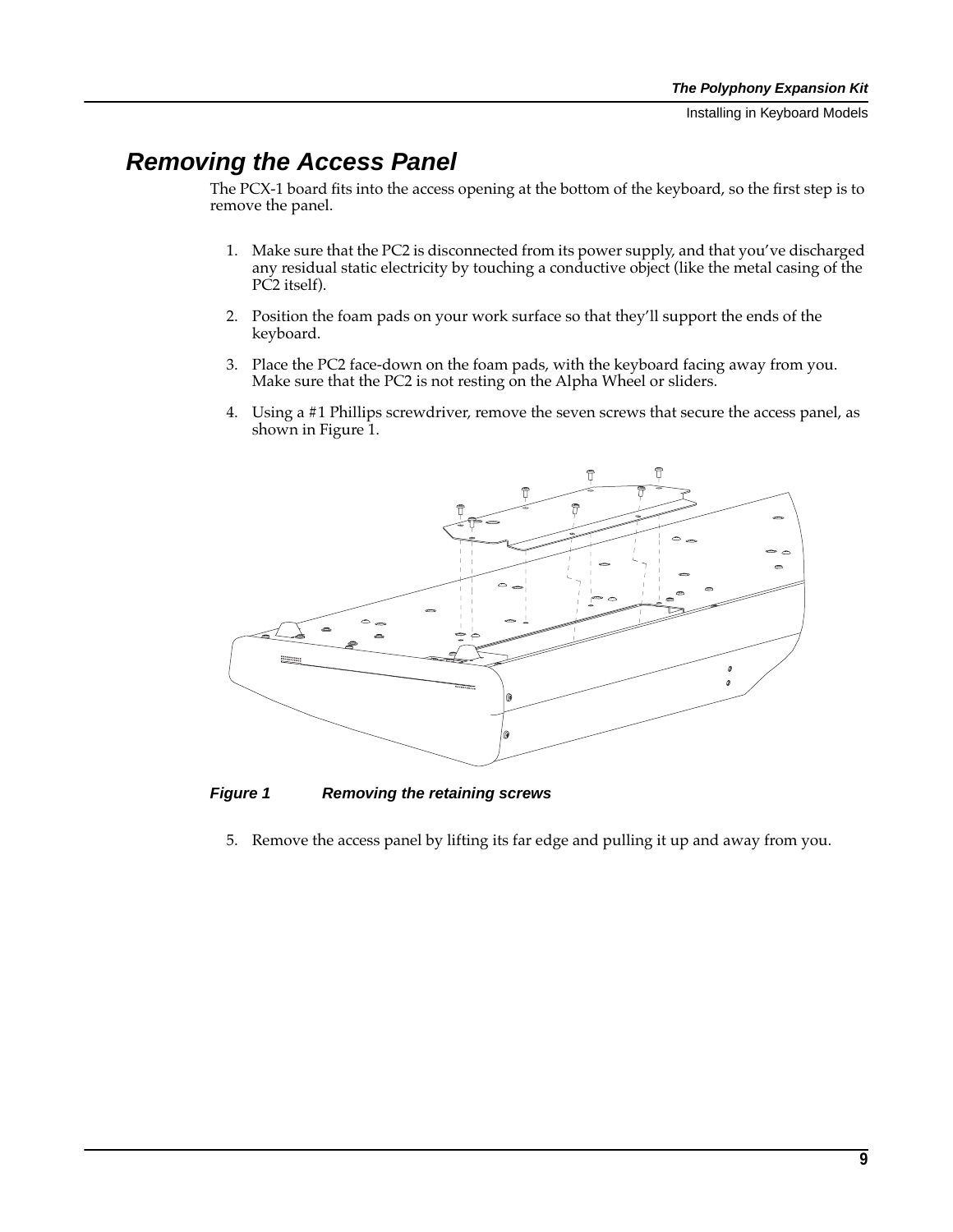## Removing the Access Panel

The PCX-1 board fits into the access opening at the bottom of the keyboard, so the first step is to remove the panel.

1. Make sure that the PC2 is disconnected from its power supply, and that you've discharged any residual static electricity by touching a conductive object (like the metal casing of the PC2 itself).
2. Position the foam pads on your work surface so that they'll support the ends of the keyboard.
3. Place the PC2 face-down on the foam pads, with the keyboard facing away from you. Make sure that the PC2 is not resting on the Alpha Wheel or sliders.
4. Using a #1 Phillips screwdriver, remove the seven screws that secure the access panel, as shown in Figure 1.

***Figure 1 Removing the retaining screws***

5. Remove the access panel by lifting its far edge and pulling it up and away from you.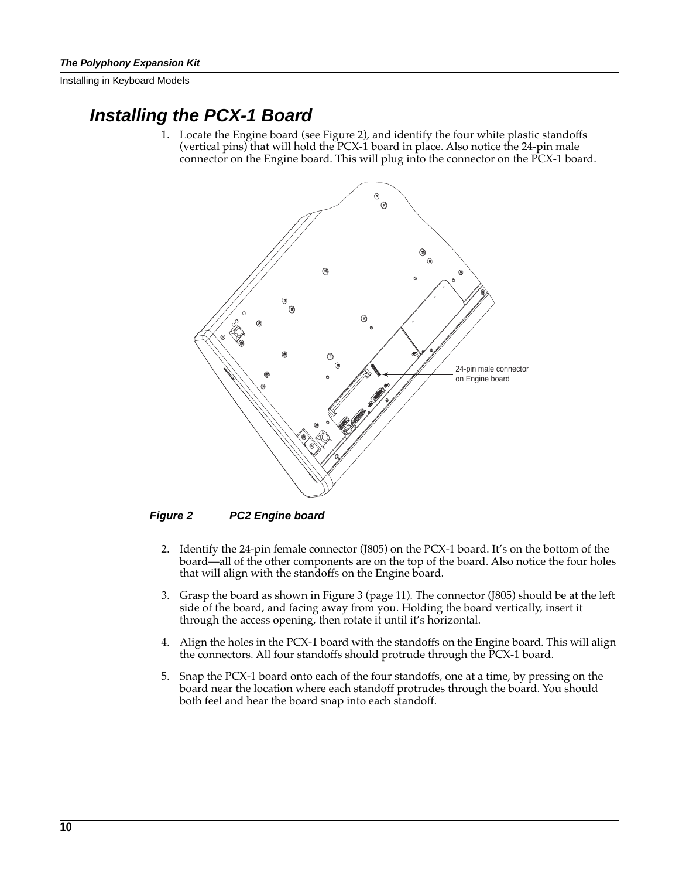## Installing the PCX-1 Board

1. Locate the Engine board (see Figure 2), and identify the four white plastic standoffs (vertical pins) that will hold the PCX-1 board in place. Also notice the 24-pin male connector on the Engine board. This will plug into the connector on the PCX-1 board.

24-pin male connector on Engine board

*Figure 2 PC2 Engine board*

2. Identify the 24-pin female connector (J805) on the PCX-1 board. It's on the bottom of the board—all of the other components are on the top of the board. Also notice the four holes that will align with the standoffs on the Engine board.

3. Grasp the board as shown in Figure 3 (page 11). The connector (J805) should be at the left side of the board, and facing away from you. Holding the board vertically, insert it through the access opening, then rotate it until it's horizontal.

4. Align the holes in the PCX-1 board with the standoffs on the Engine board. This will align the connectors. All four standoffs should protrude through the PCX-1 board.

5. Snap the PCX-1 board onto each of the four standoffs, one at a time, by pressing on the board near the location where each standoff protrudes through the board. You should both feel and hear the board snap into each standoff.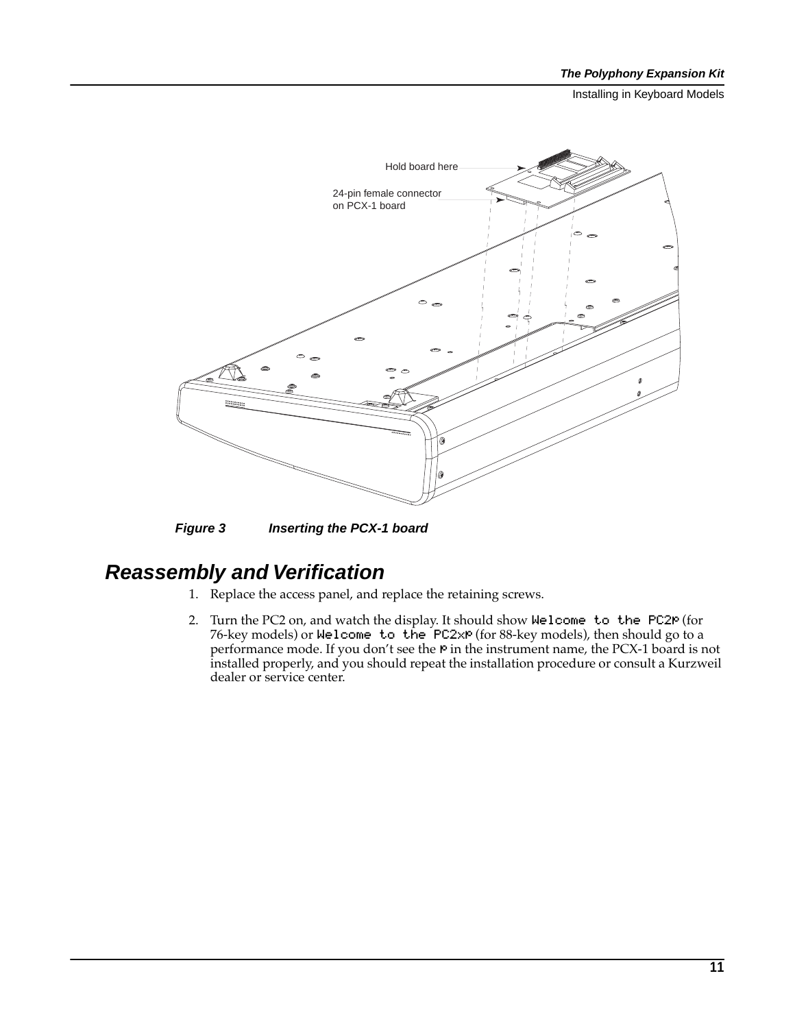Hold board here

24-pin female connector
on PCX-1 board

***Figure 3 Inserting the PCX-1 board***

## *Reassembly and Verification*

1. Replace the access panel, and replace the retaining screws.
2. Turn the PC2 on, and watch the display. It should show `Welcome to the PC2P` (for 76-key models) or `Welcome to the PC2xP` (for 88-key models), then should go to a performance mode. If you don't see the `P` in the instrument name, the PCX-1 board is not installed properly, and you should repeat the installation procedure or consult a Kurzweil dealer or service center.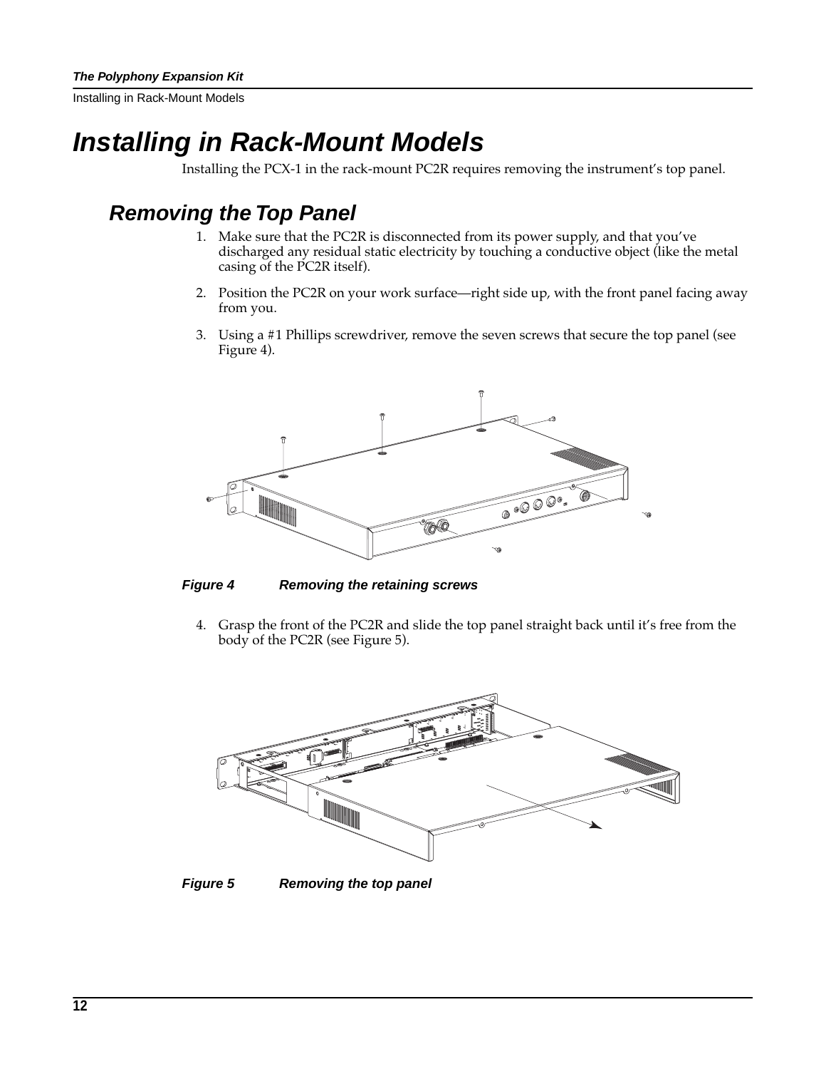# Installing in Rack-Mount Models

Installing the PCX-1 in the rack-mount PC2R requires removing the instrument's top panel.

## Removing the Top Panel

1. Make sure that the PC2R is disconnected from its power supply, and that you've discharged any residual static electricity by touching a conductive object (like the metal casing of the PC2R itself).

2. Position the PC2R on your work surface—right side up, with the front panel facing away from you.

3. Using a #1 Phillips screwdriver, remove the seven screws that secure the top panel (see Figure 4).

**Figure 4 Removing the retaining screws**

4. Grasp the front of the PC2R and slide the top panel straight back until it's free from the body of the PC2R (see Figure 5).

**Figure 5 Removing the top panel**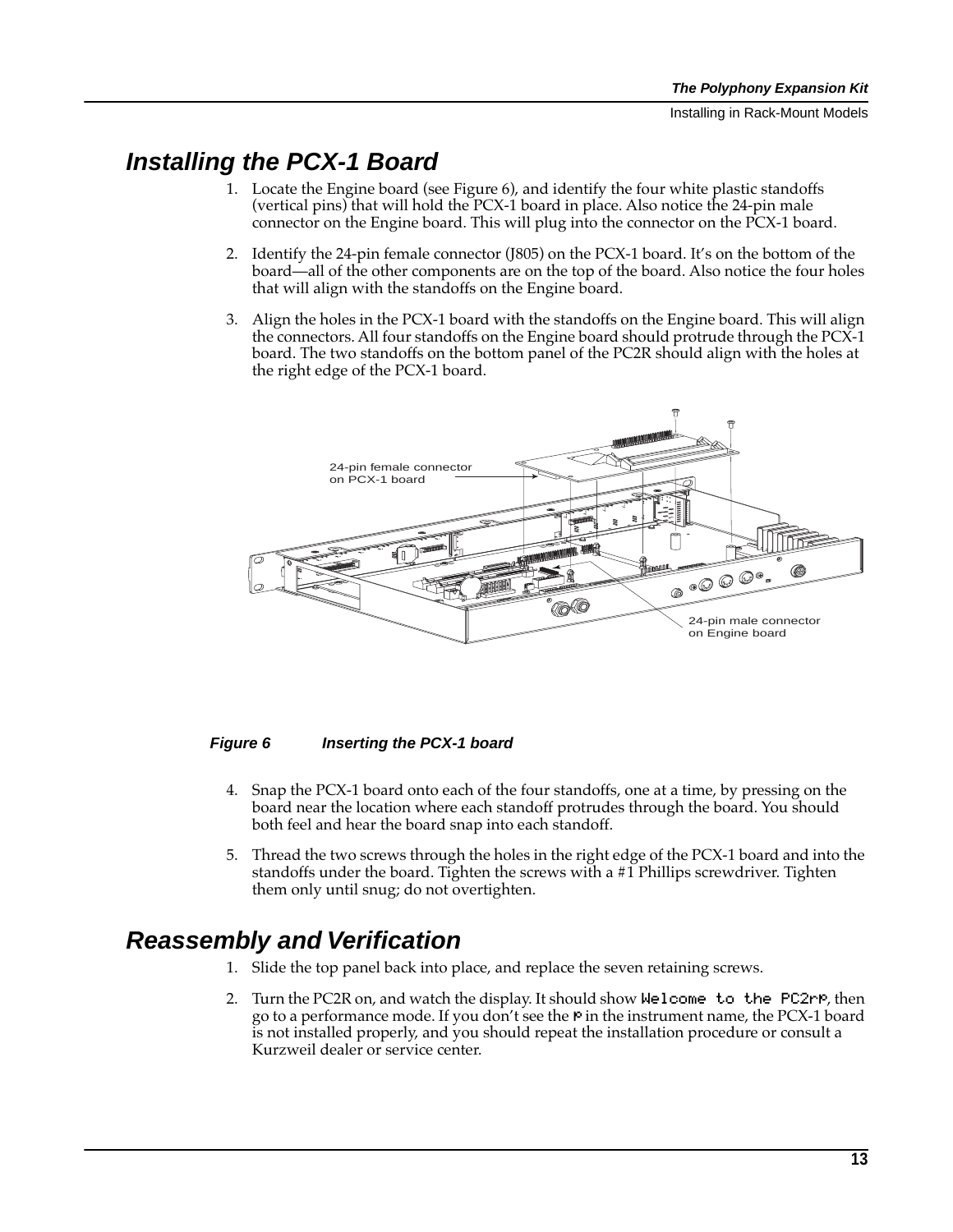## Installing the PCX-1 Board

1. Locate the Engine board (see Figure 6), and identify the four white plastic standoffs (vertical pins) that will hold the PCX-1 board in place. Also notice the 24-pin male connector on the Engine board. This will plug into the connector on the PCX-1 board.
2. Identify the 24-pin female connector (J805) on the PCX-1 board. It's on the bottom of the board—all of the other components are on the top of the board. Also notice the four holes that will align with the standoffs on the Engine board.
3. Align the holes in the PCX-1 board with the standoffs on the Engine board. This will align the connectors. All four standoffs on the Engine board should protrude through the PCX-1 board. The two standoffs on the bottom panel of the PC2R should align with the holes at the right edge of the PCX-1 board.

24-pin female connector on PCX-1 board

24-pin male connector on Engine board

***Figure 6 Inserting the PCX-1 board***

4. Snap the PCX-1 board onto each of the four standoffs, one at a time, by pressing on the board near the location where each standoff protrudes through the board. You should both feel and hear the board snap into each standoff.
5. Thread the two screws through the holes in the right edge of the PCX-1 board and into the standoffs under the board. Tighten the screws with a #1 Phillips screwdriver. Tighten them only until snug; do not overtighten.

## Reassembly and Verification

1. Slide the top panel back into place, and replace the seven retaining screws.
2. Turn the PC2R on, and watch the display. It should show `Welcome to the PC2rP`, then go to a performance mode. If you don't see the `P` in the instrument name, the PCX-1 board is not installed properly, and you should repeat the installation procedure or consult a Kurzweil dealer or service center.